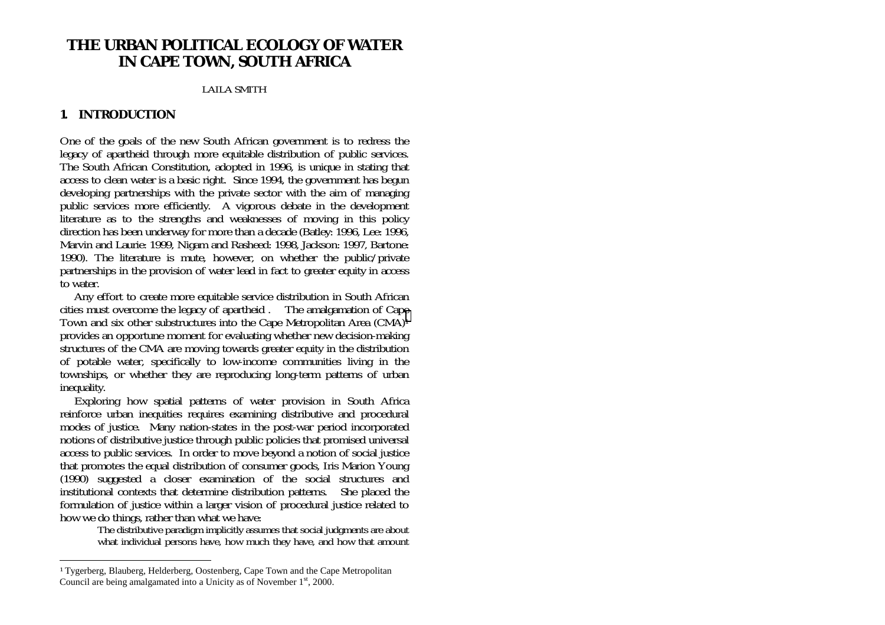# THE URBAN POLITICAL ECOLOGY OF WATER IN CAPE TOWN, SOUTH AFRICA

LAILA SMITH

## 1. INTRODUCTION

One of the goals of the new South African government is to redress the legacy of apartheid through more equitable distribution of public services. The South African Constitution, adopted in 1996, is unique in stating that access to clean water is a basic right. Since 1994, the government has begun developing partnerships with the private sector with the aim of managing public services more efficiently. A vigorous debate in the development literature as to the strengths and weaknesses of moving in this policy direction has been underway for more than a decade (Batley: 1996, Lee: 1996, Marvin and Laurie: 1999, Nigam and Rasheed: 1998, Jackson: 1997, Bartone: 1990). The literature is mute, however, on whether the public/private partnerships in the provision of water lead in fact to greater equity in access to water.

Any effort to create more equitable service distribution in South African cities must overcome the legacy of apartheid . The amalgamation of Cape Town and six other substructures into the Cape Metropolitan Area (CMA)[1] provides an opportune moment for evaluating whether new decision-making structures of the CMA are moving towards greater equity in the distribution of potable water, specifically to low-income communities living in the townships, or whether they are reproducing long-term patterns of urban inequality.

Exploring how spatial patterns of water provision in South Africa reinforce urban inequities requires examining distributive and procedural modes of justice. Many nation-states in the post-war period incorporated notions of distributive justice through public policies that promised universal access to public services. In order to move beyond a notion of social justice that promotes the equal distribution of consumer goods, Iris Marion Young (1990) suggested a closer examination of the social structures and institutional contexts that determine distribution patterns. She placed the formulation of justice within a larger vision of procedural justice related to how we do things, rather than what we have:

> The distributive paradigm implicitly assumes that social judgments are about what individual persons have, how much they have, and how that amount

---

[1] Tygerberg, Blauberg, Helderberg, Oostenberg, Cape Town and the Cape Metropolitan Council are being amalgamated into a Unicity as of November 1st, 2000.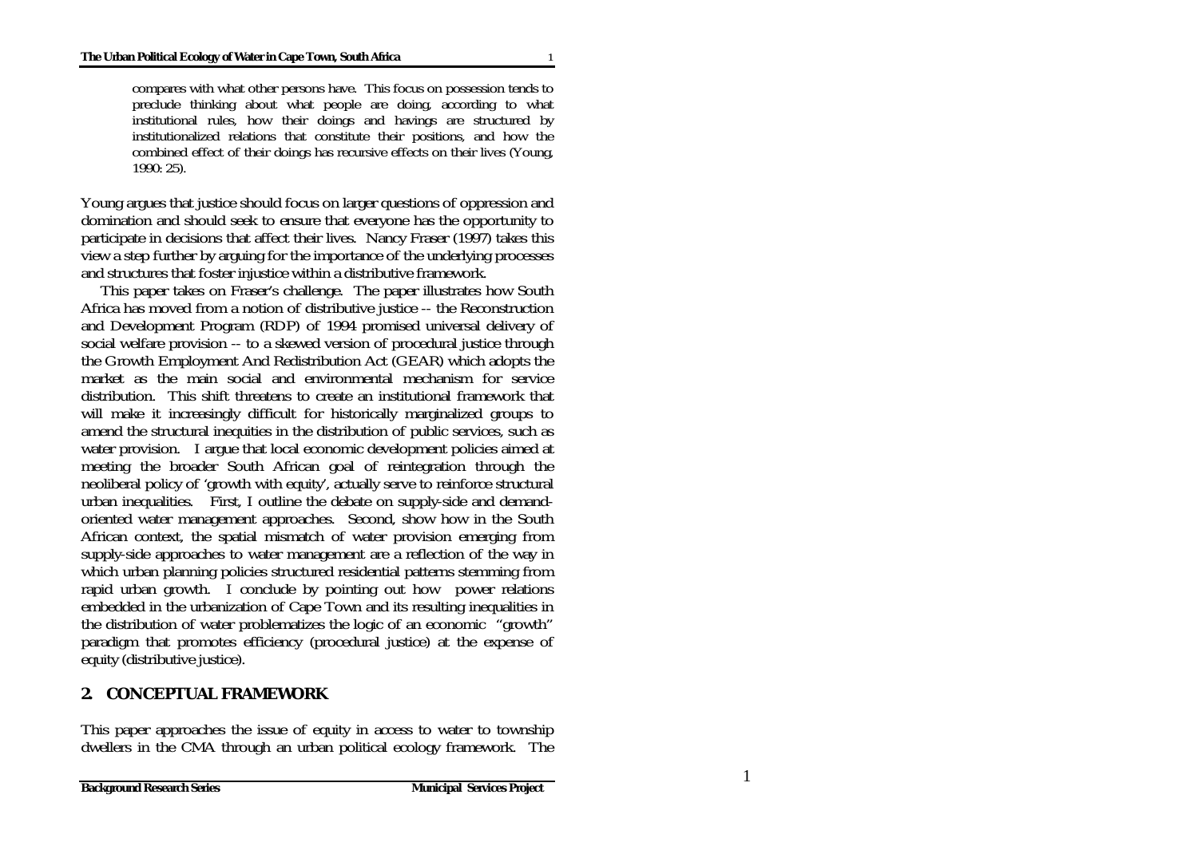> compares with what other persons have. This focus on possession tends to preclude thinking about what people are doing, according to what institutional rules, how their doings and havings are structured by institutionalized relations that constitute their positions, and how the combined effect of their doings has recursive effects on their lives (Young, 1990: 25).

Young argues that justice should focus on larger questions of oppression and domination and should seek to ensure that everyone has the opportunity to participate in decisions that affect their lives. Nancy Fraser (1997) takes this view a step further by arguing for the importance of the underlying processes and structures that foster injustice within a distributive framework.

This paper takes on Fraser's challenge. The paper illustrates how South Africa has moved from a notion of distributive justice -- the Reconstruction and Development Program (RDP) of 1994 promised universal delivery of social welfare provision -- to a skewed version of procedural justice through the Growth Employment And Redistribution Act (GEAR) which adopts the market as the main social and environmental mechanism for service distribution. This shift threatens to create an institutional framework that will make it increasingly difficult for historically marginalized groups to amend the structural inequities in the distribution of public services, such as water provision. I argue that local economic development policies aimed at meeting the broader South African goal of reintegration through the neoliberal policy of 'growth with equity', actually serve to reinforce structural urban inequalities. First, I outline the debate on supply-side and demand-oriented water management approaches. Second, show how in the South African context, the spatial mismatch of water provision emerging from supply-side approaches to water management are a reflection of the way in which urban planning policies structured residential patterns stemming from rapid urban growth. I conclude by pointing out how power relations embedded in the urbanization of Cape Town and its resulting inequalities in the distribution of water problematizes the logic of an economic "growth" paradigm that promotes efficiency (procedural justice) at the expense of equity (distributive justice).

## 2. CONCEPTUAL FRAMEWORK

This paper approaches the issue of equity in access to water to township dwellers in the CMA through an urban political ecology framework. The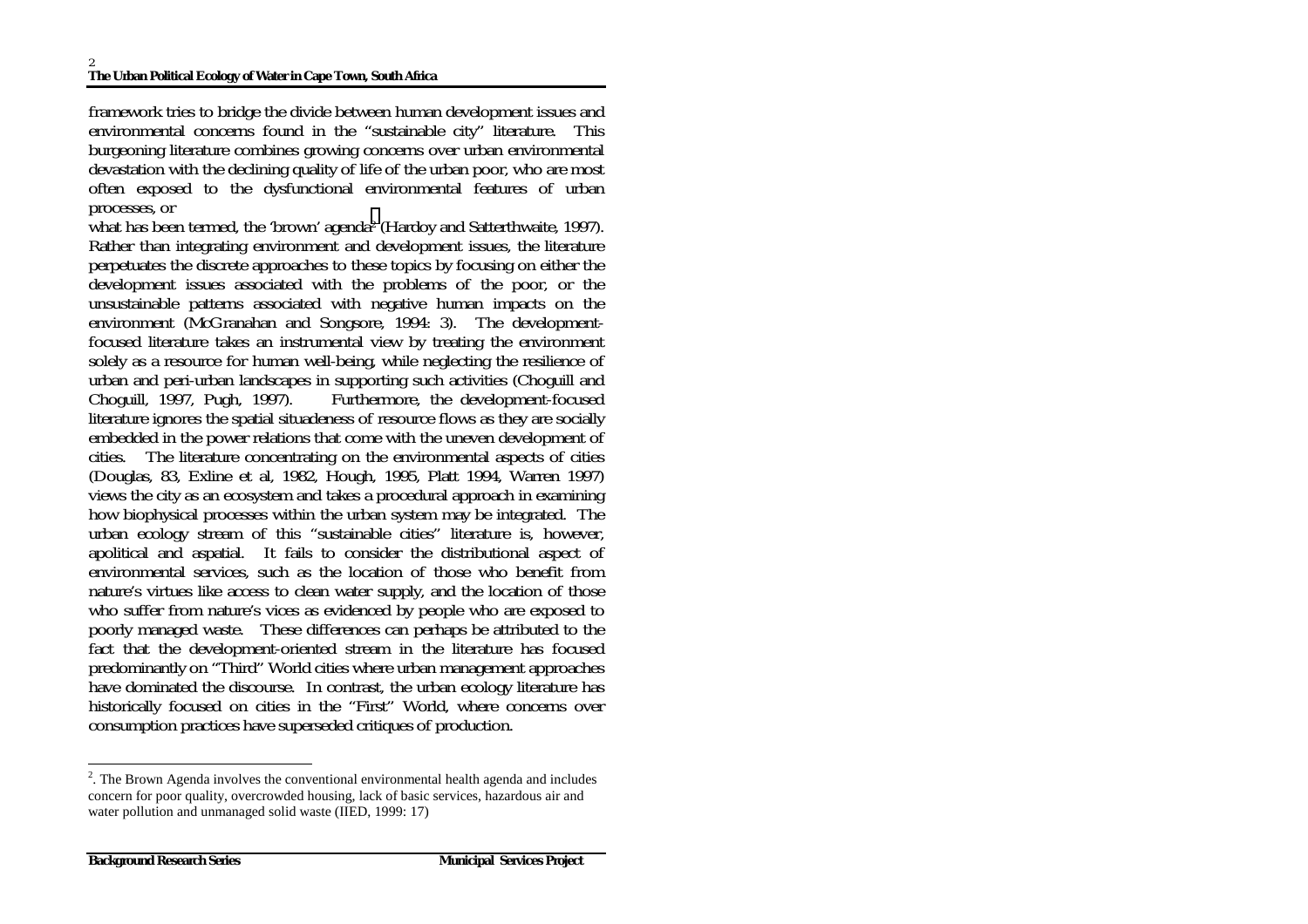framework tries to bridge the divide between human development issues and environmental concerns found in the "sustainable city" literature. This burgeoning literature combines growing concerns over urban environmental devastation with the declining quality of life of the urban poor, who are most often exposed to the dysfunctional environmental features of urban processes, or what has been termed, the 'brown' agenda[2] (Hardoy and Satterthwaite, 1997). Rather than integrating environment and development issues, the literature perpetuates the discrete approaches to these topics by focusing on either the development issues associated with the problems of the poor, or the unsustainable patterns associated with negative human impacts on the environment (McGranahan and Songsore, 1994: 3). The development-focused literature takes an instrumental view by treating the environment solely as a resource for human well-being, while neglecting the resilience of urban and peri-urban landscapes in supporting such activities (Choguill and Choguill, 1997, Pugh, 1997). Furthermore, the development-focused literature ignores the spatial situadeness of resource flows as they are socially embedded in the power relations that come with the uneven development of cities. The literature concentrating on the environmental aspects of cities (Douglas, 83, Exline et al, 1982, Hough, 1995, Platt 1994, Warren 1997) views the city as an ecosystem and takes a procedural approach in examining how biophysical processes within the urban system may be integrated. The urban ecology stream of this "sustainable cities" literature is, however, apolitical and aspatial. It fails to consider the distributional aspect of environmental services, such as the location of those who benefit from nature's virtues like access to clean water supply, and the location of those who suffer from nature's vices as evidenced by people who are exposed to poorly managed waste. These differences can perhaps be attributed to the fact that the development-oriented stream in the literature has focused predominantly on "Third" World cities where urban management approaches have dominated the discourse. In contrast, the urban ecology literature has historically focused on cities in the "First" World, where concerns over consumption practices have superseded critiques of production.

---

[2]. The Brown Agenda involves the conventional environmental health agenda and includes concern for poor quality, overcrowded housing, lack of basic services, hazardous air and water pollution and unmanaged solid waste (IIED, 1999: 17)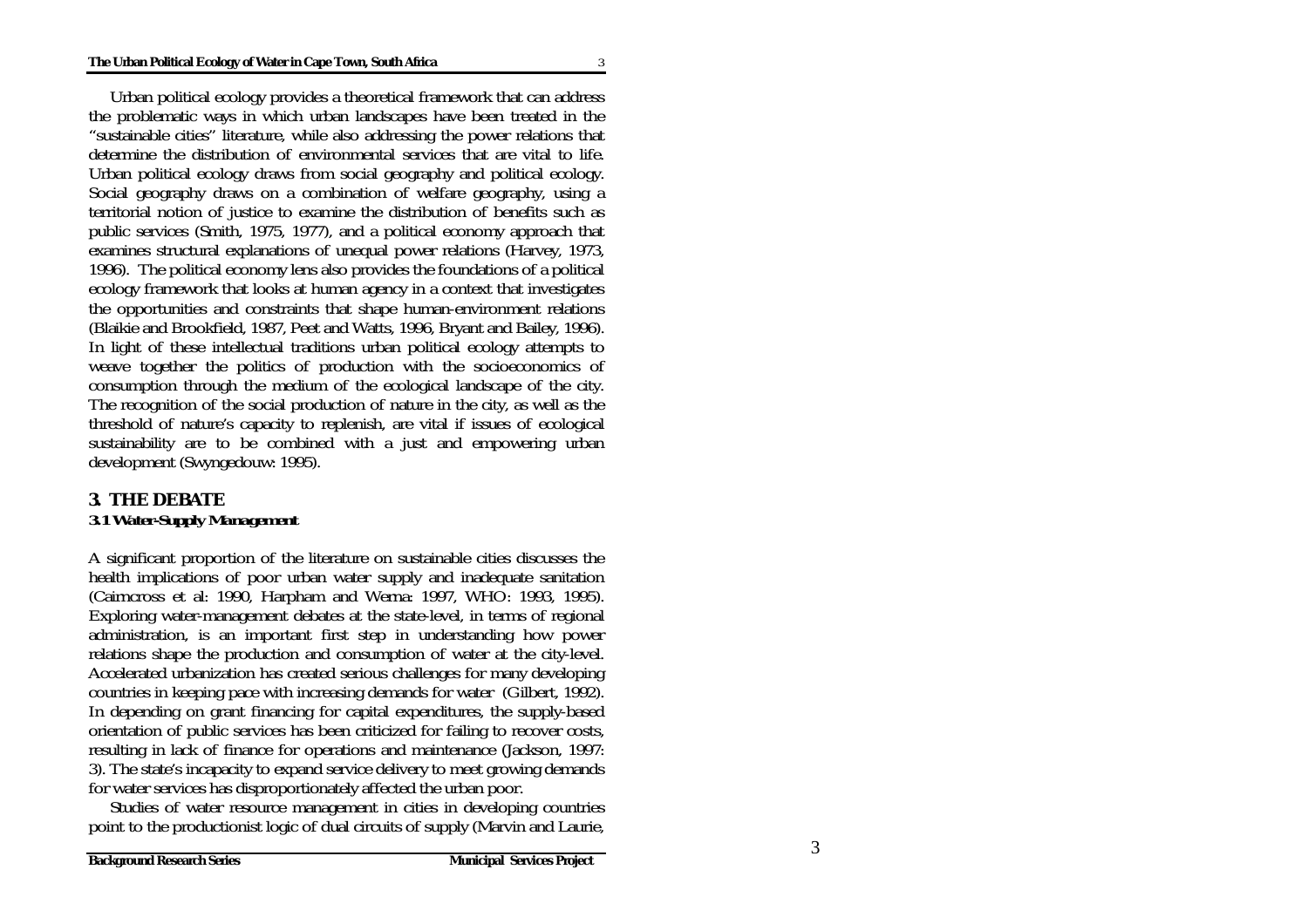Urban political ecology provides a theoretical framework that can address the problematic ways in which urban landscapes have been treated in the "sustainable cities" literature, while also addressing the power relations that determine the distribution of environmental services that are vital to life. Urban political ecology draws from social geography and political ecology. Social geography draws on a combination of welfare geography, using a territorial notion of justice to examine the distribution of benefits such as public services (Smith, 1975, 1977), and a political economy approach that examines structural explanations of unequal power relations (Harvey, 1973, 1996). The political economy lens also provides the foundations of a political ecology framework that looks at human agency in a context that investigates the opportunities and constraints that shape human-environment relations (Blaikie and Brookfield, 1987, Peet and Watts, 1996, Bryant and Bailey, 1996). In light of these intellectual traditions urban political ecology attempts to weave together the politics of production with the socioeconomics of consumption through the medium of the ecological landscape of the city. The recognition of the social production of nature in the city, as well as the threshold of nature's capacity to replenish, are vital if issues of ecological sustainability are to be combined with a just and empowering urban development (Swyngedouw: 1995).

## 3. THE DEBATE

### *3.1 Water-Supply Management*

A significant proportion of the literature on sustainable cities discusses the health implications of poor urban water supply and inadequate sanitation (Cairncross et al: 1990, Harpham and Werna: 1997, WHO: 1993, 1995). Exploring water-management debates at the state-level, in terms of regional administration, is an important first step in understanding how power relations shape the production and consumption of water at the city-level. Accelerated urbanization has created serious challenges for many developing countries in keeping pace with increasing demands for water (Gilbert, 1992). In depending on grant financing for capital expenditures, the supply-based orientation of public services has been criticized for failing to recover costs, resulting in lack of finance for operations and maintenance (Jackson, 1997: 3). The state's incapacity to expand service delivery to meet growing demands for water services has disproportionately affected the urban poor.

Studies of water resource management in cities in developing countries point to the productionist logic of dual circuits of supply (Marvin and Laurie,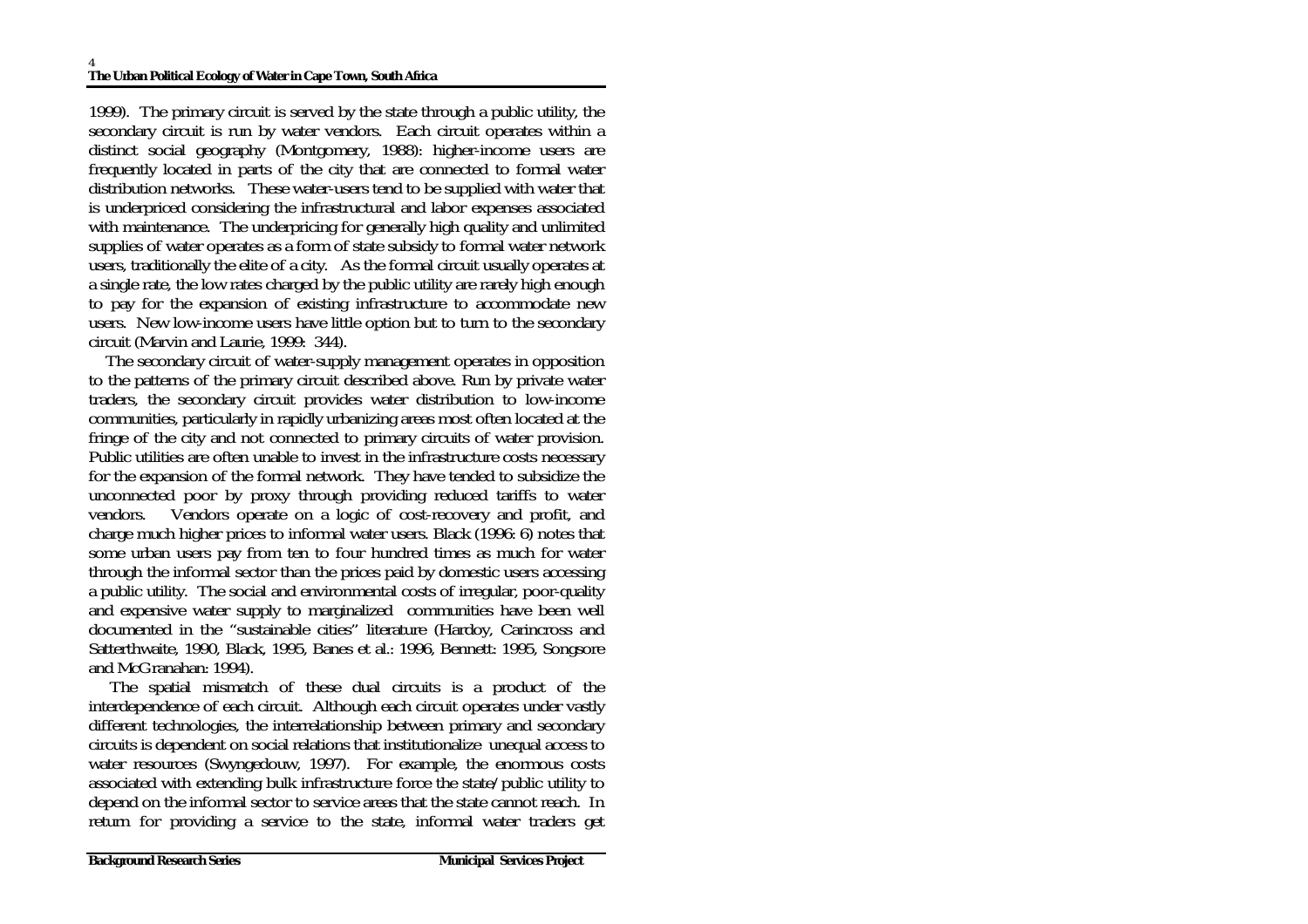1999). The primary circuit is served by the state through a public utility, the secondary circuit is run by water vendors. Each circuit operates within a distinct social geography (Montgomery, 1988): higher-income users are frequently located in parts of the city that are connected to formal water distribution networks. These water-users tend to be supplied with water that is underpriced considering the infrastructural and labor expenses associated with maintenance. The underpricing for generally high quality and unlimited supplies of water operates as a form of state subsidy to formal water network users, traditionally the elite of a city. As the formal circuit usually operates at a single rate, the low rates charged by the public utility are rarely high enough to pay for the expansion of existing infrastructure to accommodate new users. New low-income users have little option but to turn to the secondary circuit (Marvin and Laurie, 1999: 344).

The secondary circuit of water-supply management operates in opposition to the patterns of the primary circuit described above. Run by private water traders, the secondary circuit provides water distribution to low-income communities, particularly in rapidly urbanizing areas most often located at the fringe of the city and not connected to primary circuits of water provision. Public utilities are often unable to invest in the infrastructure costs necessary for the expansion of the formal network. They have tended to subsidize the unconnected poor by proxy through providing reduced tariffs to water vendors. Vendors operate on a logic of cost-recovery and profit, and charge much higher prices to informal water users. Black (1996: 6) notes that some urban users pay from ten to four hundred times as much for water through the informal sector than the prices paid by domestic users accessing a public utility. The social and environmental costs of irregular, poor-quality and expensive water supply to marginalized communities have been well documented in the "sustainable cities" literature (Hardoy, Carincross and Satterthwaite, 1990, Black, 1995, Banes et al.: 1996, Bennett: 1995, Songsore and McGranahan: 1994).

The spatial mismatch of these dual circuits is a product of the interdependence of each circuit. Although each circuit operates under vastly different technologies, the interrelationship between primary and secondary circuits is dependent on social relations that institutionalize unequal access to water resources (Swyngedouw, 1997). For example, the enormous costs associated with extending bulk infrastructure force the state/public utility to depend on the informal sector to service areas that the state cannot reach. In return for providing a service to the state, informal water traders get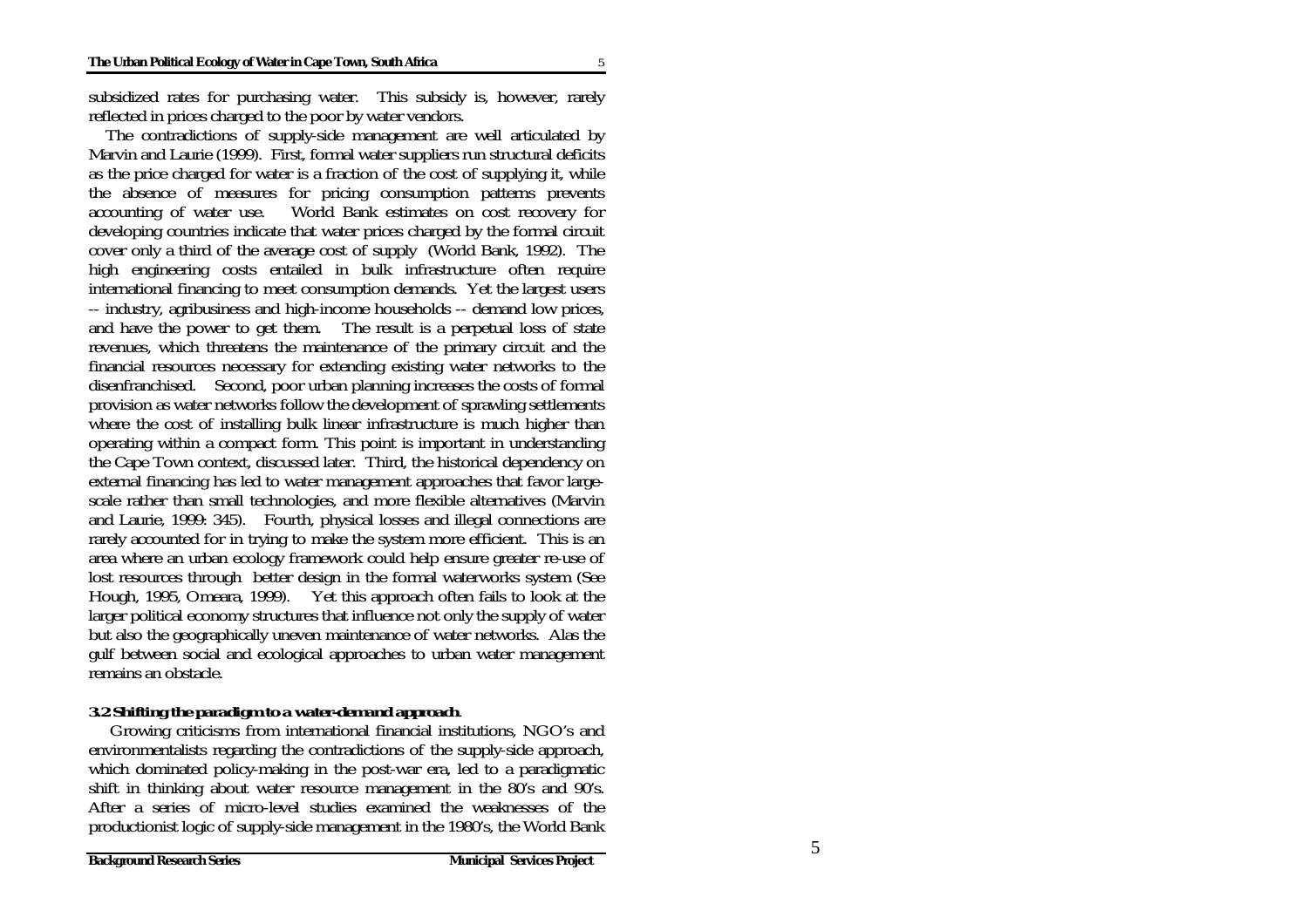subsidized rates for purchasing water. This subsidy is, however, rarely reflected in prices charged to the poor by water vendors.

The contradictions of supply-side management are well articulated by Marvin and Laurie (1999). First, formal water suppliers run structural deficits as the price charged for water is a fraction of the cost of supplying it, while the absence of measures for pricing consumption patterns prevents accounting of water use. World Bank estimates on cost recovery for developing countries indicate that water prices charged by the formal circuit cover only a third of the average cost of supply (World Bank, 1992). The high engineering costs entailed in bulk infrastructure often require international financing to meet consumption demands. Yet the largest users -- industry, agribusiness and high-income households -- demand low prices, and have the power to get them. The result is a perpetual loss of state revenues, which threatens the maintenance of the primary circuit and the financial resources necessary for extending existing water networks to the disenfranchised. Second, poor urban planning increases the costs of formal provision as water networks follow the development of sprawling settlements where the cost of installing bulk linear infrastructure is much higher than operating within a compact form. This point is important in understanding the Cape Town context, discussed later. Third, the historical dependency on external financing has led to water management approaches that favor large-scale rather than small technologies, and more flexible alternatives (Marvin and Laurie, 1999: 345). Fourth, physical losses and illegal connections are rarely accounted for in trying to make the system more efficient. This is an area where an urban ecology framework could help ensure greater re-use of lost resources through better design in the formal waterworks system (See Hough, 1995, Omeara, 1999). Yet this approach often fails to look at the larger political economy structures that influence not only the supply of water but also the geographically uneven maintenance of water networks. Alas the gulf between social and ecological approaches to urban water management remains an obstacle.

### 3.2 Shifting the paradigm to a water-demand approach.

Growing criticisms from international financial institutions, NGO's and environmentalists regarding the contradictions of the supply-side approach, which dominated policy-making in the post-war era, led to a paradigmatic shift in thinking about water resource management in the 80's and 90's. After a series of micro-level studies examined the weaknesses of the productionist logic of supply-side management in the 1980's, the World Bank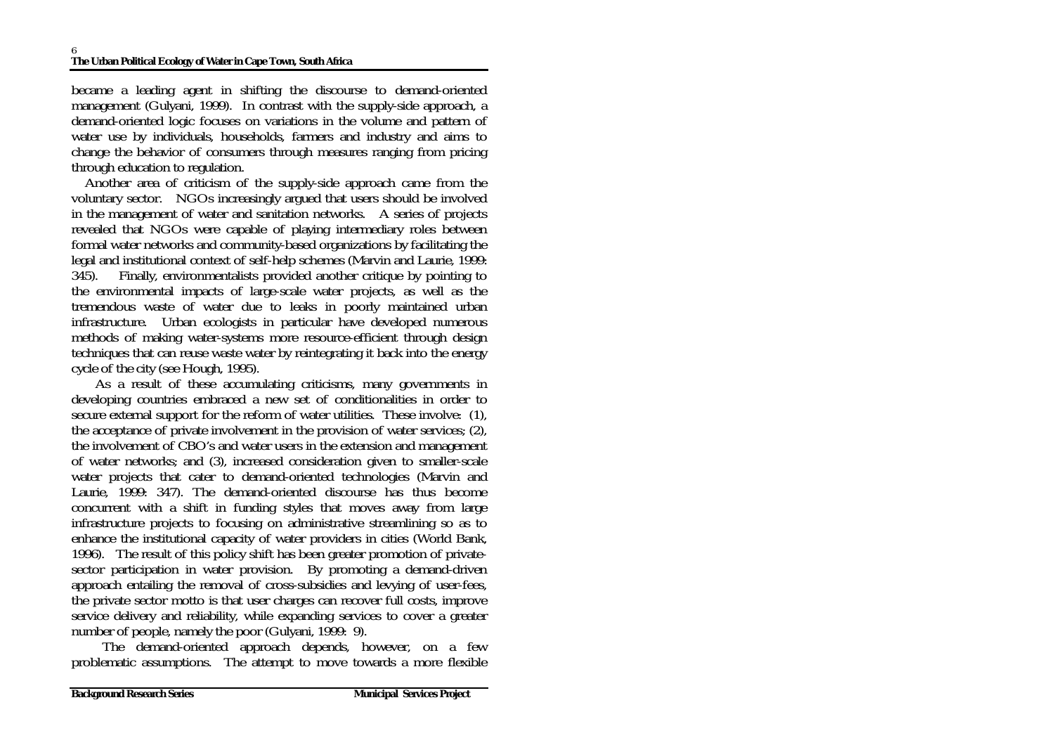became a leading agent in shifting the discourse to demand-oriented management (Gulyani, 1999). In contrast with the supply-side approach, a demand-oriented logic focuses on variations in the volume and pattern of water use by individuals, households, farmers and industry and aims to change the behavior of consumers through measures ranging from pricing through education to regulation.

Another area of criticism of the supply-side approach came from the voluntary sector. NGOs increasingly argued that users should be involved in the management of water and sanitation networks. A series of projects revealed that NGOs were capable of playing intermediary roles between formal water networks and community-based organizations by facilitating the legal and institutional context of self-help schemes (Marvin and Laurie, 1999: 345). Finally, environmentalists provided another critique by pointing to the environmental impacts of large-scale water projects, as well as the tremendous waste of water due to leaks in poorly maintained urban infrastructure. Urban ecologists in particular have developed numerous methods of making water-systems more resource-efficient through design techniques that can reuse waste water by reintegrating it back into the energy cycle of the city (see Hough, 1995).

As a result of these accumulating criticisms, many governments in developing countries embraced a new set of conditionalities in order to secure external support for the reform of water utilities. These involve: (1), the acceptance of private involvement in the provision of water services; (2), the involvement of CBO's and water users in the extension and management of water networks; and (3), increased consideration given to smaller-scale water projects that cater to demand-oriented technologies (Marvin and Laurie, 1999: 347). The demand-oriented discourse has thus become concurrent with a shift in funding styles that moves away from large infrastructure projects to focusing on administrative streamlining so as to enhance the institutional capacity of water providers in cities (World Bank, 1996). The result of this policy shift has been greater promotion of private-sector participation in water provision. By promoting a demand-driven approach entailing the removal of cross-subsidies and levying of user-fees, the private sector motto is that user charges can recover full costs, improve service delivery and reliability, while expanding services to cover a greater number of people, namely the poor (Gulyani, 1999: 9).

The demand-oriented approach depends, however, on a few problematic assumptions. The attempt to move towards a more flexible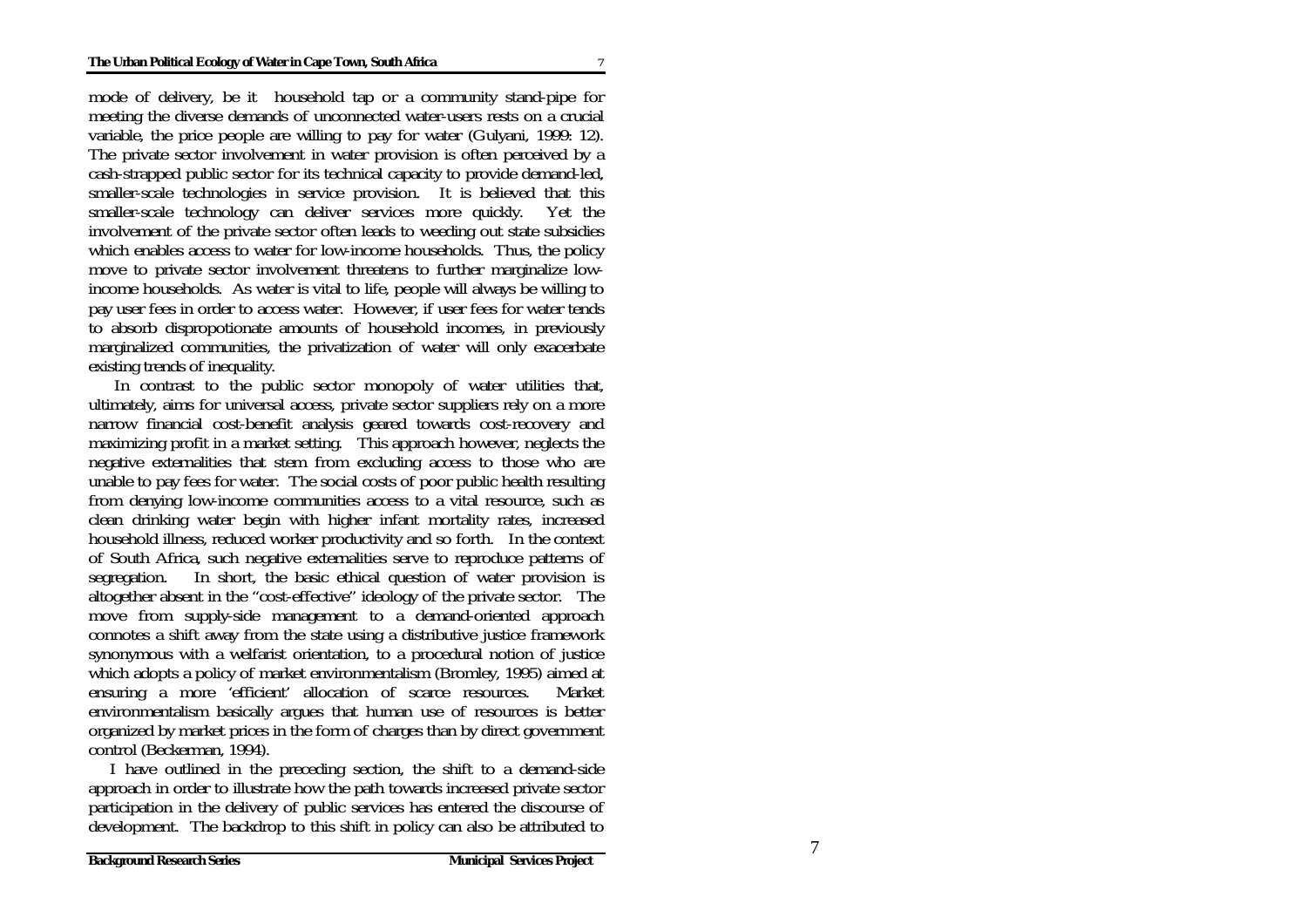mode of delivery, be it household tap or a community stand-pipe for meeting the diverse demands of unconnected water-users rests on a crucial variable, the price people are willing to pay for water (Gulyani, 1999: 12). The private sector involvement in water provision is often perceived by a cash-strapped public sector for its technical capacity to provide demand-led, smaller-scale technologies in service provision. It is believed that this smaller-scale technology can deliver services more quickly. Yet the involvement of the private sector often leads to weeding out state subsidies which enables access to water for low-income households. Thus, the policy move to private sector involvement threatens to further marginalize low-income households. As water is vital to life, people will always be willing to pay user fees in order to access water. However, if user fees for water tends to absorb dispropotionate amounts of household incomes, in previously marginalized communities, the privatization of water will only exacerbate existing trends of inequality.

In contrast to the public sector monopoly of water utilities that, ultimately, aims for universal access, private sector suppliers rely on a more narrow financial cost-benefit analysis geared towards cost-recovery and maximizing profit in a market setting. This approach however, neglects the negative externalities that stem from excluding access to those who are unable to pay fees for water. The social costs of poor public health resulting from denying low-income communities access to a vital resource, such as clean drinking water begin with higher infant mortality rates, increased household illness, reduced worker productivity and so forth. In the context of South Africa, such negative externalities serve to reproduce patterns of segregation. In short, the basic ethical question of water provision is altogether absent in the "cost-effective" ideology of the private sector. The move from supply-side management to a demand-oriented approach connotes a shift away from the state using a distributive justice framework synonymous with a welfarist orientation, to a procedural notion of justice which adopts a policy of market environmentalism (Bromley, 1995) aimed at ensuring a more 'efficient' allocation of scarce resources. Market environmentalism basically argues that human use of resources is better organized by market prices in the form of charges than by direct government control (Beckerman, 1994).

I have outlined in the preceding section, the shift to a demand-side approach in order to illustrate how the path towards increased private sector participation in the delivery of public services has entered the discourse of development. The backdrop to this shift in policy can also be attributed to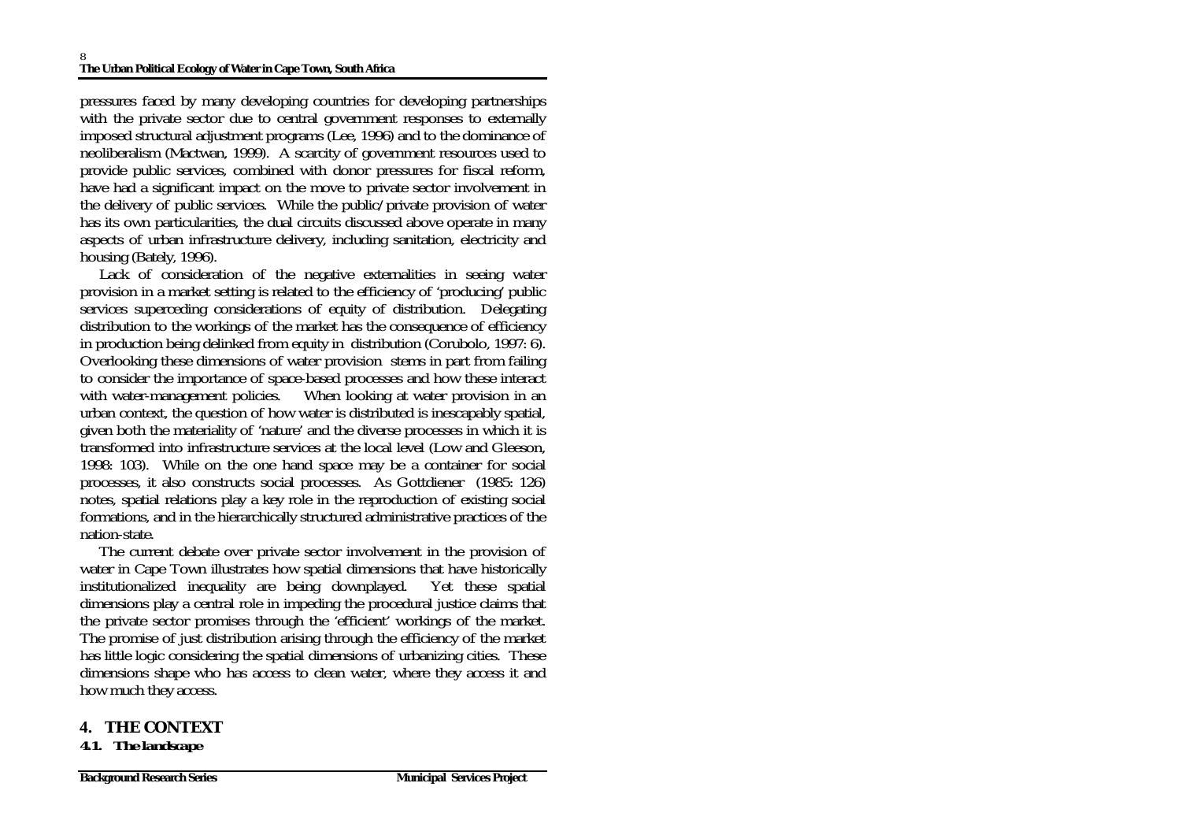pressures faced by many developing countries for developing partnerships with the private sector due to central government responses to externally imposed structural adjustment programs (Lee, 1996) and to the dominance of neoliberalism (Mactwan, 1999). A scarcity of government resources used to provide public services, combined with donor pressures for fiscal reform, have had a significant impact on the move to private sector involvement in the delivery of public services. While the public/private provision of water has its own particularities, the dual circuits discussed above operate in many aspects of urban infrastructure delivery, including sanitation, electricity and housing (Bately, 1996).

Lack of consideration of the negative externalities in seeing water provision in a market setting is related to the efficiency of 'producing' public services superceding considerations of equity of distribution. Delegating distribution to the workings of the market has the consequence of efficiency in production being delinked from equity in distribution (Corubolo, 1997: 6). Overlooking these dimensions of water provision stems in part from failing to consider the importance of space-based processes and how these interact with water-management policies. When looking at water provision in an urban context, the question of how water is distributed is inescapably spatial, given both the materiality of 'nature' and the diverse processes in which it is transformed into infrastructure services at the local level (Low and Gleeson, 1998: 103). While on the one hand space may be a container for social processes, it also constructs social processes. As Gottdiener (1985: 126) notes, spatial relations play a key role in the reproduction of existing social formations, and in the hierarchically structured administrative practices of the nation-state.

The current debate over private sector involvement in the provision of water in Cape Town illustrates how spatial dimensions that have historically institutionalized inequality are being downplayed. Yet these spatial dimensions play a central role in impeding the procedural justice claims that the private sector promises through the 'efficient' workings of the market. The promise of just distribution arising through the efficiency of the market has little logic considering the spatial dimensions of urbanizing cities. These dimensions shape who has access to clean water, where they access it and how much they access.

## 4. THE CONTEXT

### *4.1. The landscape*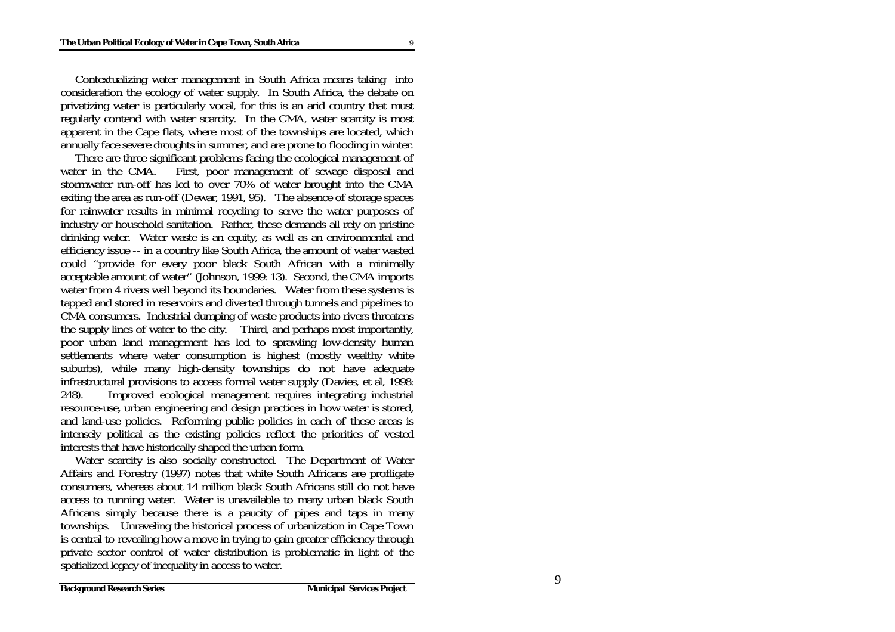Contextualizing water management in South Africa means taking into consideration the ecology of water supply. In South Africa, the debate on privatizing water is particularly vocal, for this is an arid country that must regularly contend with water scarcity. In the CMA, water scarcity is most apparent in the Cape flats, where most of the townships are located, which annually face severe droughts in summer, and are prone to flooding in winter.

There are three significant problems facing the ecological management of water in the CMA. First, poor management of sewage disposal and stormwater run-off has led to over 70% of water brought into the CMA exiting the area as run-off (Dewar, 1991, 95). The absence of storage spaces for rainwater results in minimal recycling to serve the water purposes of industry or household sanitation. Rather, these demands all rely on pristine drinking water. Water waste is an equity, as well as an environmental and efficiency issue -- in a country like South Africa, the amount of water wasted could "provide for every poor black South African with a minimally acceptable amount of water" (Johnson, 1999: 13). Second, the CMA imports water from 4 rivers well beyond its boundaries. Water from these systems is tapped and stored in reservoirs and diverted through tunnels and pipelines to CMA consumers. Industrial dumping of waste products into rivers threatens the supply lines of water to the city. Third, and perhaps most importantly, poor urban land management has led to sprawling low-density human settlements where water consumption is highest (mostly wealthy white suburbs), while many high-density townships do not have adequate infrastructural provisions to access formal water supply (Davies, et al, 1998: 248). Improved ecological management requires integrating industrial resource-use, urban engineering and design practices in how water is stored, and land-use policies. Reforming public policies in each of these areas is intensely political as the existing policies reflect the priorities of vested interests that have historically shaped the urban form.

Water scarcity is also socially constructed. The Department of Water Affairs and Forestry (1997) notes that white South Africans are profligate consumers, whereas about 14 million black South Africans still do not have access to running water. Water is unavailable to many urban black South Africans simply because there is a paucity of pipes and taps in many townships. Unraveling the historical process of urbanization in Cape Town is central to revealing how a move in trying to gain greater efficiency through private sector control of water distribution is problematic in light of the spatialized legacy of inequality in access to water.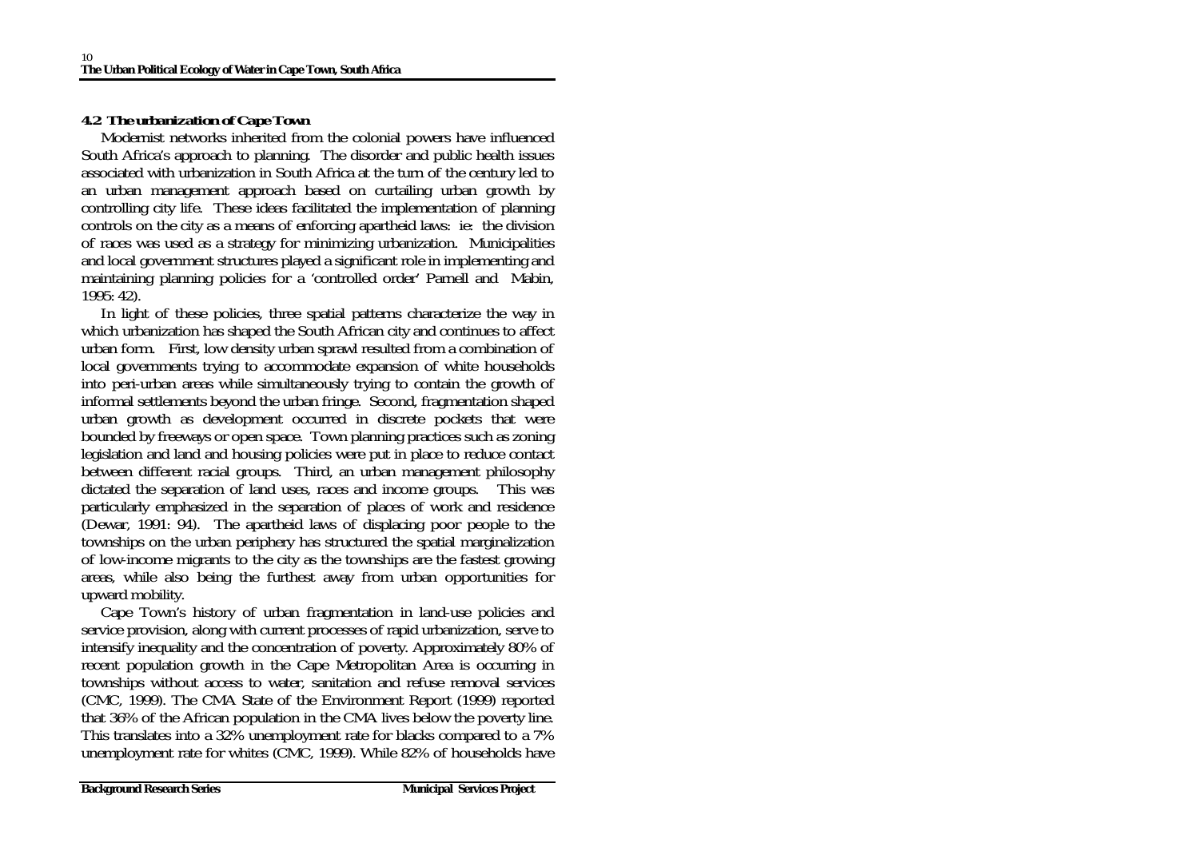### 4.2 The urbanization of Cape Town

Modernist networks inherited from the colonial powers have influenced South Africa's approach to planning. The disorder and public health issues associated with urbanization in South Africa at the turn of the century led to an urban management approach based on curtailing urban growth by controlling city life. These ideas facilitated the implementation of planning controls on the city as a means of enforcing apartheid laws: ie: the division of races was used as a strategy for minimizing urbanization. Municipalities and local government structures played a significant role in implementing and maintaining planning policies for a 'controlled order' Parnell and Mabin, 1995: 42).

In light of these policies, three spatial patterns characterize the way in which urbanization has shaped the South African city and continues to affect urban form. First, low density urban sprawl resulted from a combination of local governments trying to accommodate expansion of white households into peri-urban areas while simultaneously trying to contain the growth of informal settlements beyond the urban fringe. Second, fragmentation shaped urban growth as development occurred in discrete pockets that were bounded by freeways or open space. Town planning practices such as zoning legislation and land and housing policies were put in place to reduce contact between different racial groups. Third, an urban management philosophy dictated the separation of land uses, races and income groups. This was particularly emphasized in the separation of places of work and residence (Dewar, 1991: 94). The apartheid laws of displacing poor people to the townships on the urban periphery has structured the spatial marginalization of low-income migrants to the city as the townships are the fastest growing areas, while also being the furthest away from urban opportunities for upward mobility.

Cape Town's history of urban fragmentation in land-use policies and service provision, along with current processes of rapid urbanization, serve to intensify inequality and the concentration of poverty. Approximately 80% of recent population growth in the Cape Metropolitan Area is occurring in townships without access to water, sanitation and refuse removal services (CMC, 1999). The CMA State of the Environment Report (1999) reported that 36% of the African population in the CMA lives below the poverty line. This translates into a 32% unemployment rate for blacks compared to a 7% unemployment rate for whites (CMC, 1999). While 82% of households have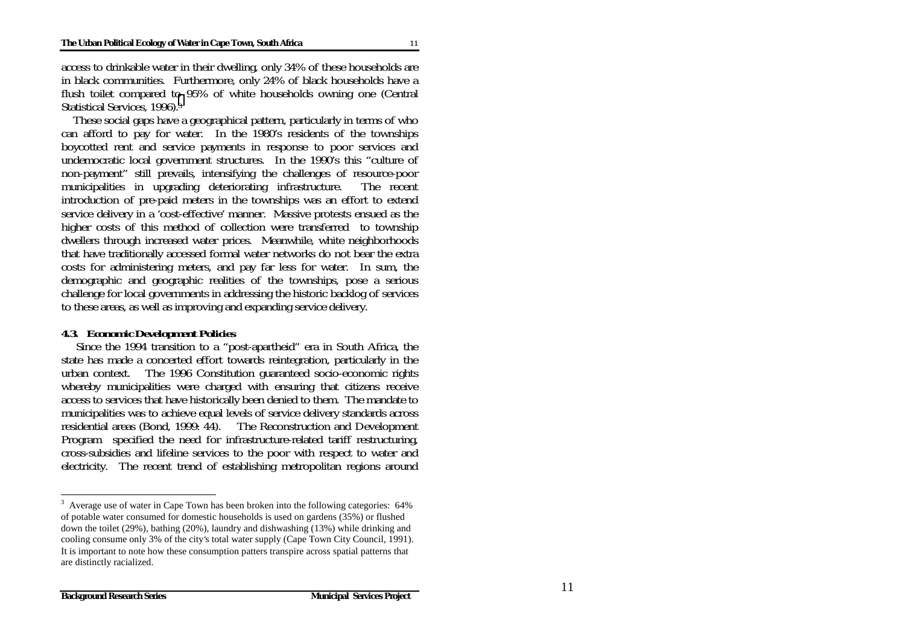access to drinkable water in their dwelling, only 34% of these households are in black communities. Furthermore, only 24% of black households have a flush toilet compared to 95% of white households owning one (Central Statistical Services, 1996).[3]

These social gaps have a geographical pattern, particularly in terms of who can afford to pay for water. In the 1980's residents of the townships boycotted rent and service payments in response to poor services and undemocratic local government structures. In the 1990's this "culture of non-payment" still prevails, intensifying the challenges of resource-poor municipalities in upgrading deteriorating infrastructure. The recent introduction of pre-paid meters in the townships was an effort to extend service delivery in a 'cost-effective' manner. Massive protests ensued as the higher costs of this method of collection were transferred to township dwellers through increased water prices. Meanwhile, white neighborhoods that have traditionally accessed formal water networks do not bear the extra costs for administering meters, and pay far less for water. In sum, the demographic and geographic realities of the townships, pose a serious challenge for local governments in addressing the historic backlog of services to these areas, as well as improving and expanding service delivery.

#### 4.3. Economic Development Policies

Since the 1994 transition to a "post-apartheid" era in South Africa, the state has made a concerted effort towards reintegration, particularly in the urban context. The 1996 Constitution guaranteed socio-economic rights whereby municipalities were charged with ensuring that citizens receive access to services that have historically been denied to them. The mandate to municipalities was to achieve equal levels of service delivery standards across residential areas (Bond, 1999: 44). The Reconstruction and Development Program specified the need for infrastructure-related tariff restructuring, cross-subsidies and lifeline services to the poor with respect to water and electricity. The recent trend of establishing metropolitan regions around

---

[3] Average use of water in Cape Town has been broken into the following categories: 64% of potable water consumed for domestic households is used on gardens (35%) or flushed down the toilet (29%), bathing (20%), laundry and dishwashing (13%) while drinking and cooling consume only 3% of the city's total water supply (Cape Town City Council, 1991). It is important to note how these consumption patters transpire across spatial patterns that are distinctly racialized.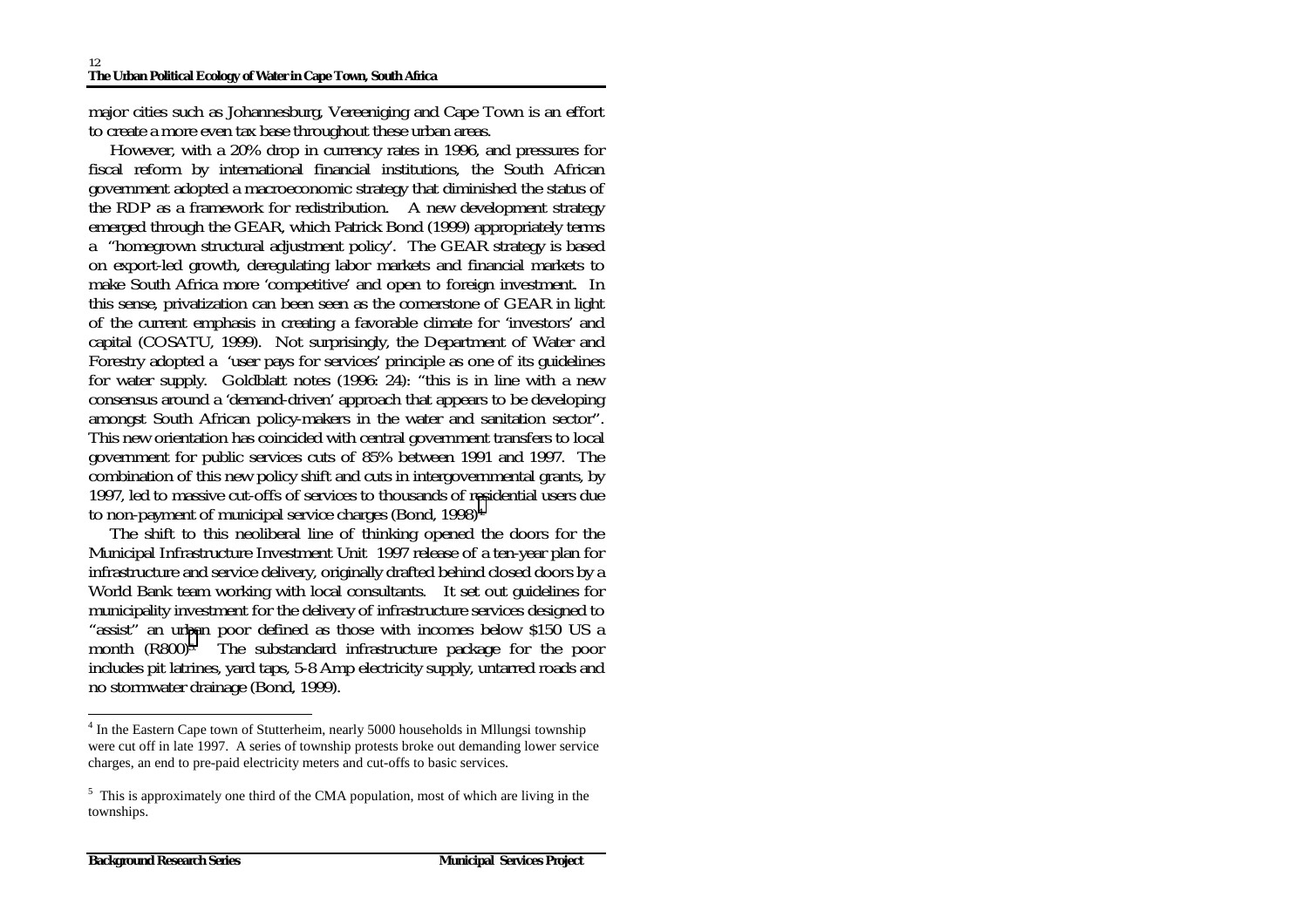major cities such as Johannesburg, Vereeniging and Cape Town is an effort to create a more even tax base throughout these urban areas.

However, with a 20% drop in currency rates in 1996, and pressures for fiscal reform by international financial institutions, the South African government adopted a macroeconomic strategy that diminished the status of the RDP as a framework for redistribution. A new development strategy emerged through the GEAR, which Patrick Bond (1999) appropriately terms a "homegrown structural adjustment policy'. The GEAR strategy is based on export-led growth, deregulating labor markets and financial markets to make South Africa more 'competitive' and open to foreign investment. In this sense, privatization can been seen as the cornerstone of GEAR in light of the current emphasis in creating a favorable climate for 'investors' and capital (COSATU, 1999). Not surprisingly, the Department of Water and Forestry adopted a 'user pays for services' principle as one of its guidelines for water supply. Goldblatt notes (1996: 24): "this is in line with a new consensus around a 'demand-driven' approach that appears to be developing amongst South African policy-makers in the water and sanitation sector". This new orientation has coincided with central government transfers to local government for public services cuts of 85% between 1991 and 1997. The combination of this new policy shift and cuts in intergovernmental grants, by 1997, led to massive cut-offs of services to thousands of residential users due to non-payment of municipal service charges (Bond, 1998)[4].

The shift to this neoliberal line of thinking opened the doors for the Municipal Infrastructure Investment Unit 1997 release of a ten-year plan for infrastructure and service delivery, originally drafted behind closed doors by a World Bank team working with local consultants. It set out guidelines for municipality investment for the delivery of infrastructure services designed to "assist" an urban poor defined as those with incomes below $150 US a month (R800)[5]. The substandard infrastructure package for the poor includes pit latrines, yard taps, 5-8 Amp electricity supply, untarred roads and no stormwater drainage (Bond, 1999).

---

[4] In the Eastern Cape town of Stutterheim, nearly 5000 households in Mllungsi township were cut off in late 1997. A series of township protests broke out demanding lower service charges, an end to pre-paid electricity meters and cut-offs to basic services.

[5] This is approximately one third of the CMA population, most of which are living in the townships.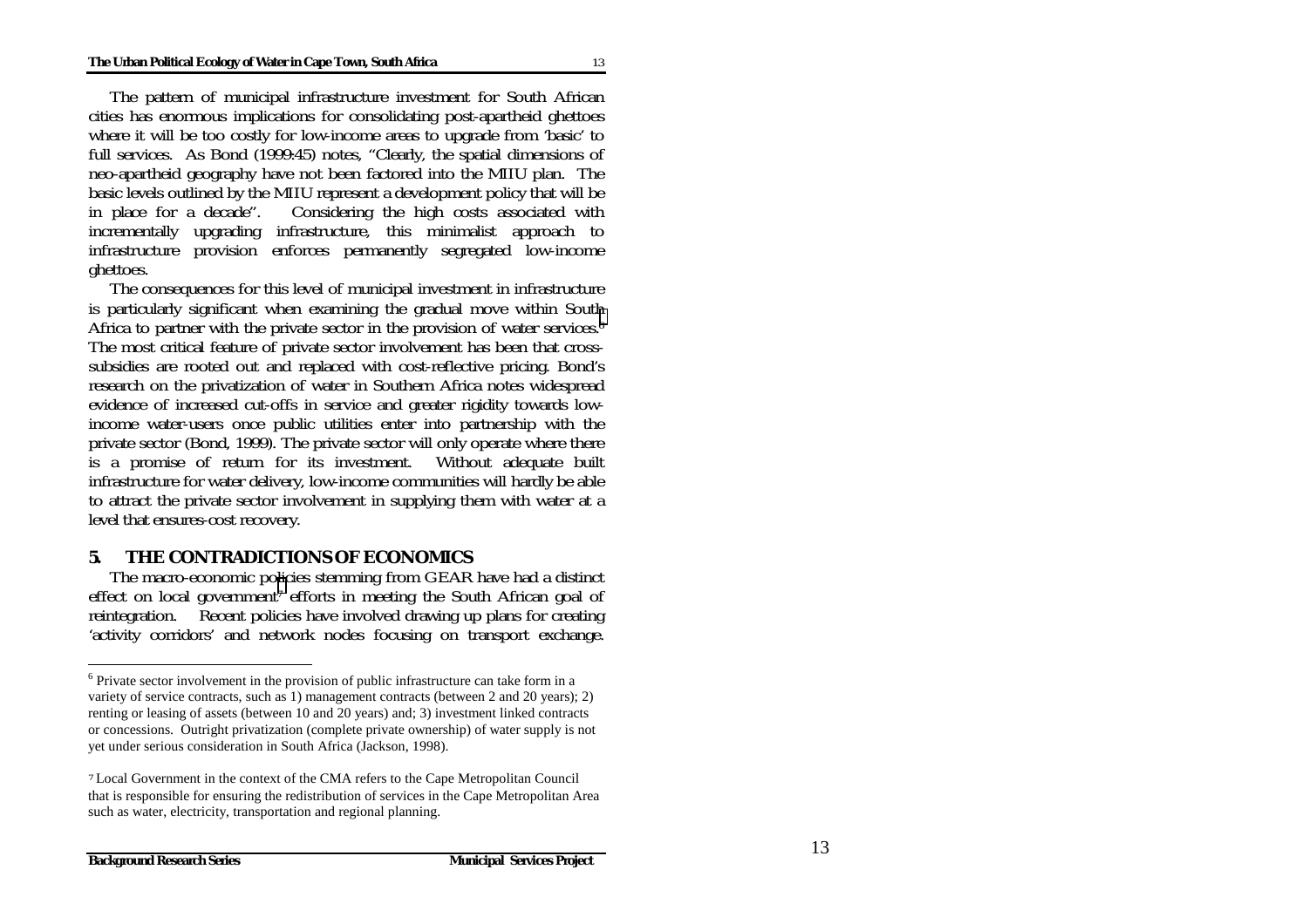The pattern of municipal infrastructure investment for South African cities has enormous implications for consolidating post-apartheid ghettoes where it will be too costly for low-income areas to upgrade from 'basic' to full services. As Bond (1999:45) notes, "Clearly, the spatial dimensions of neo-apartheid geography have not been factored into the MIIU plan. The basic levels outlined by the MIIU represent a development policy that will be in place for a decade". Considering the high costs associated with incrementally upgrading infrastructure, this minimalist approach to infrastructure provision enforces permanently segregated low-income ghettoes.

The consequences for this level of municipal investment in infrastructure is particularly significant when examining the gradual move within South Africa to partner with the private sector in the provision of water services.[6] The most critical feature of private sector involvement has been that cross-subsidies are rooted out and replaced with cost-reflective pricing. Bond's research on the privatization of water in Southern Africa notes widespread evidence of increased cut-offs in service and greater rigidity towards low-income water-users once public utilities enter into partnership with the private sector (Bond, 1999). The private sector will only operate where there is a promise of return for its investment. Without adequate built infrastructure for water delivery, low-income communities will hardly be able to attract the private sector involvement in supplying them with water at a level that ensures-cost recovery.

## 5. THE CONTRADICTIONS OF ECONOMICS

The macro-economic policies stemming from GEAR have had a distinct effect on local government[7] efforts in meeting the South African goal of reintegration. Recent policies have involved drawing up plans for creating 'activity corridors' and network nodes focusing on transport exchange.

---

[6] Private sector involvement in the provision of public infrastructure can take form in a variety of service contracts, such as 1) management contracts (between 2 and 20 years); 2) renting or leasing of assets (between 10 and 20 years) and; 3) investment linked contracts or concessions. Outright privatization (complete private ownership) of water supply is not yet under serious consideration in South Africa (Jackson, 1998).

[7] Local Government in the context of the CMA refers to the Cape Metropolitan Council that is responsible for ensuring the redistribution of services in the Cape Metropolitan Area such as water, electricity, transportation and regional planning.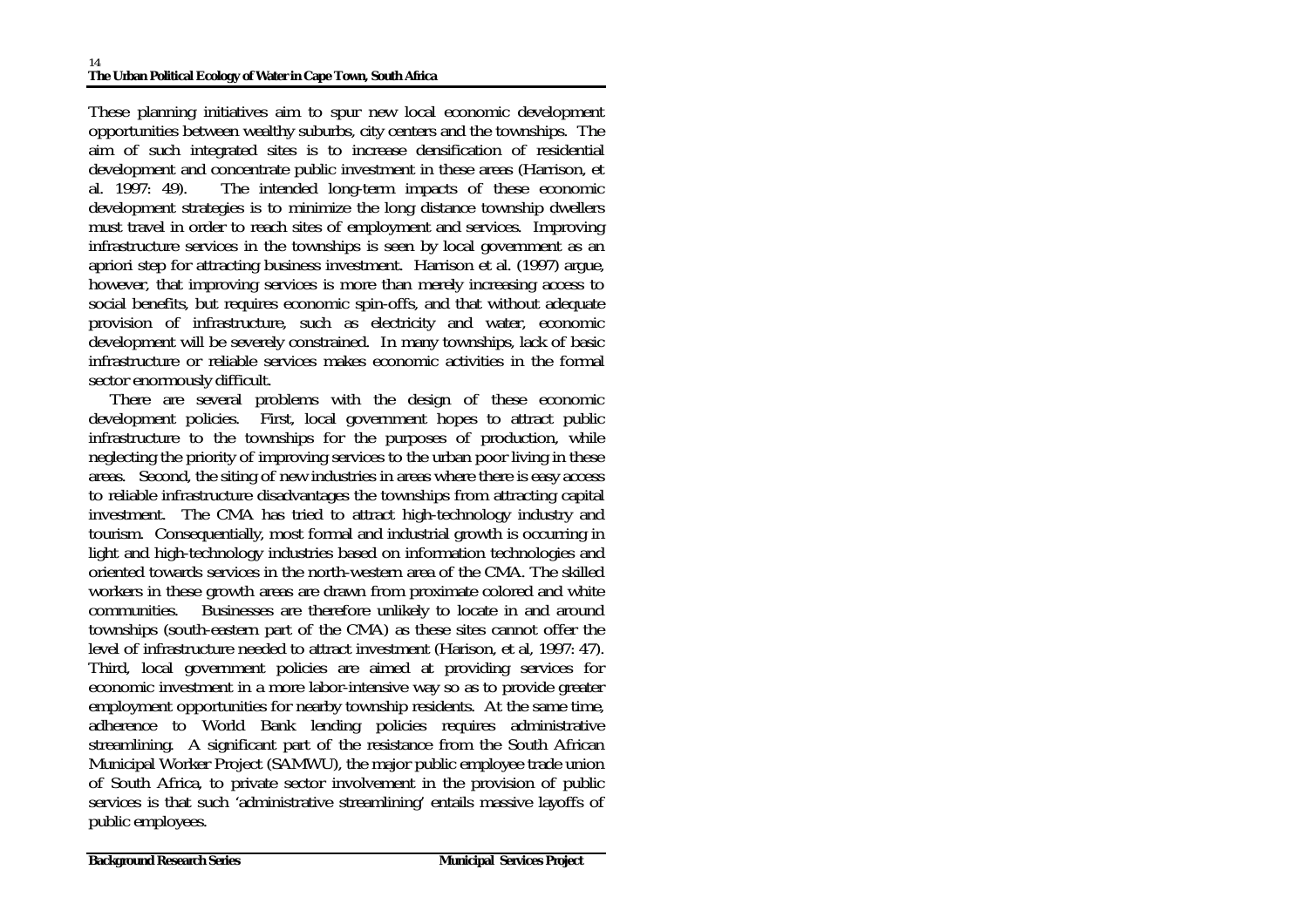These planning initiatives aim to spur new local economic development opportunities between wealthy suburbs, city centers and the townships. The aim of such integrated sites is to increase densification of residential development and concentrate public investment in these areas (Harrison, et al. 1997: 49). The intended long-term impacts of these economic development strategies is to minimize the long distance township dwellers must travel in order to reach sites of employment and services. Improving infrastructure services in the townships is seen by local government as an apriori step for attracting business investment. Harrison et al. (1997) argue, however, that improving services is more than merely increasing access to social benefits, but requires economic spin-offs, and that without adequate provision of infrastructure, such as electricity and water, economic development will be severely constrained. In many townships, lack of basic infrastructure or reliable services makes economic activities in the formal sector enormously difficult.

There are several problems with the design of these economic development policies. First, local government hopes to attract public infrastructure to the townships for the purposes of production, while neglecting the priority of improving services to the urban poor living in these areas. Second, the siting of new industries in areas where there is easy access to reliable infrastructure disadvantages the townships from attracting capital investment. The CMA has tried to attract high-technology industry and tourism. Consequentially, most formal and industrial growth is occurring in light and high-technology industries based on information technologies and oriented towards services in the north-western area of the CMA. The skilled workers in these growth areas are drawn from proximate colored and white communities. Businesses are therefore unlikely to locate in and around townships (south-eastern part of the CMA) as these sites cannot offer the level of infrastructure needed to attract investment (Harison, et al, 1997: 47). Third, local government policies are aimed at providing services for economic investment in a more labor-intensive way so as to provide greater employment opportunities for nearby township residents. At the same time, adherence to World Bank lending policies requires administrative streamlining. A significant part of the resistance from the South African Municipal Worker Project (SAMWU), the major public employee trade union of South Africa, to private sector involvement in the provision of public services is that such 'administrative streamlining' entails massive layoffs of public employees.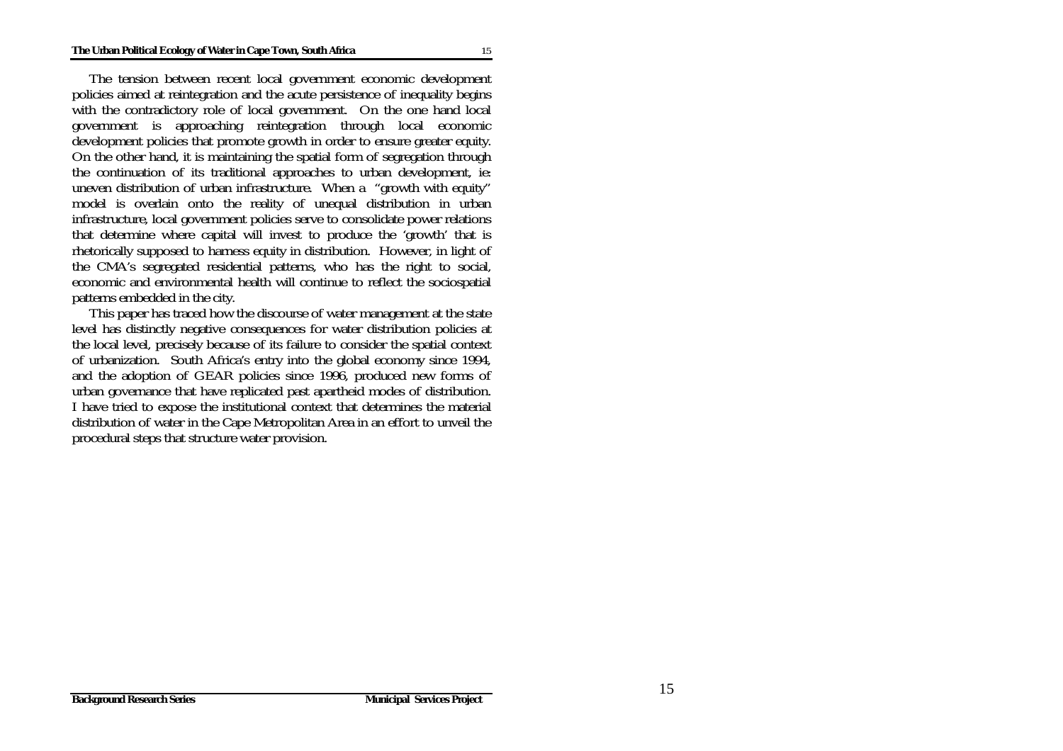The tension between recent local government economic development policies aimed at reintegration and the acute persistence of inequality begins with the contradictory role of local government. On the one hand local government is approaching reintegration through local economic development policies that promote growth in order to ensure greater equity. On the other hand, it is maintaining the spatial form of segregation through the continuation of its traditional approaches to urban development, ie: uneven distribution of urban infrastructure. When a "growth with equity" model is overlain onto the reality of unequal distribution in urban infrastructure, local government policies serve to consolidate power relations that determine where capital will invest to produce the 'growth' that is rhetorically supposed to harness equity in distribution. However, in light of the CMA's segregated residential patterns, who has the right to social, economic and environmental health will continue to reflect the sociospatial patterns embedded in the city.

This paper has traced how the discourse of water management at the state level has distinctly negative consequences for water distribution policies at the local level, precisely because of its failure to consider the spatial context of urbanization. South Africa's entry into the global economy since 1994, and the adoption of GEAR policies since 1996, produced new forms of urban governance that have replicated past apartheid modes of distribution. I have tried to expose the institutional context that determines the material distribution of water in the Cape Metropolitan Area in an effort to unveil the procedural steps that structure water provision.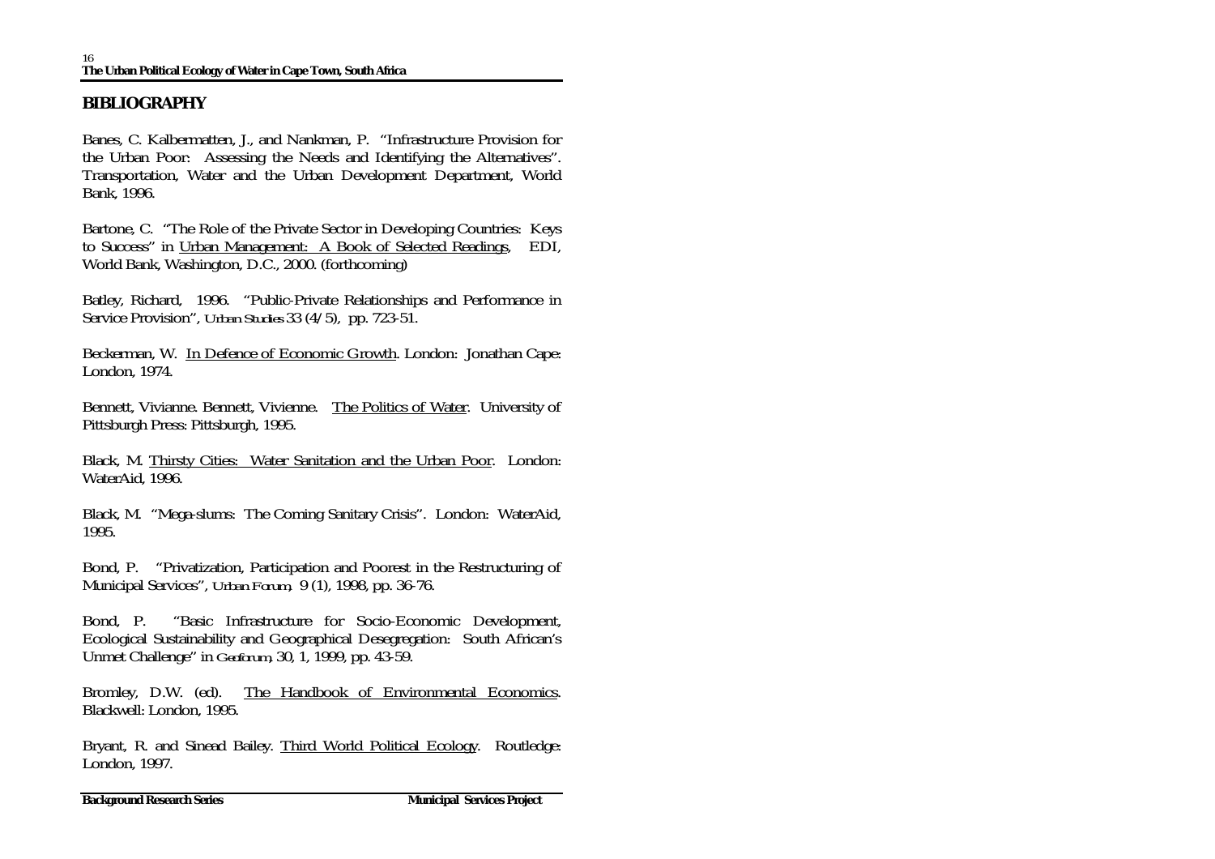## BIBLIOGRAPHY

Banes, C. Kalbermatten, J., and Nankman, P. "Infrastructure Provision for the Urban Poor: Assessing the Needs and Identifying the Alternatives". Transportation, Water and the Urban Development Department, World Bank, 1996.

Bartone, C. "The Role of the Private Sector in Developing Countries: Keys to Success" in Urban Management: A Book of Selected Readings, EDI, World Bank, Washington, D.C., 2000. (forthcoming)

Batley, Richard, 1996. "Public-Private Relationships and Performance in Service Provision", *Urban Studies* 33 (4/5), pp. 723-51.

Beckerman, W. In Defence of Economic Growth. London: Jonathan Cape: London, 1974.

Bennett, Vivianne. Bennett, Vivienne. The Politics of Water. University of Pittsburgh Press: Pittsburgh, 1995.

Black, M. Thirsty Cities: Water Sanitation and the Urban Poor. London: WaterAid, 1996.

Black, M. "Mega-slums: The Coming Sanitary Crisis". London: WaterAid, 1995.

Bond, P. "Privatization, Participation and Poorest in the Restructuring of Municipal Services", *Urban Forum*, 9 (1), 1998, pp. 36-76.

Bond, P. "Basic Infrastructure for Socio-Economic Development, Ecological Sustainability and Geographical Desegregation: South African's Unmet Challenge" in *Geoforum*, 30, 1, 1999, pp. 43-59.

Bromley, D.W. (ed). The Handbook of Environmental Economics. Blackwell: London, 1995.

Bryant, R. and Sinead Bailey. Third World Political Ecology. Routledge: London, 1997.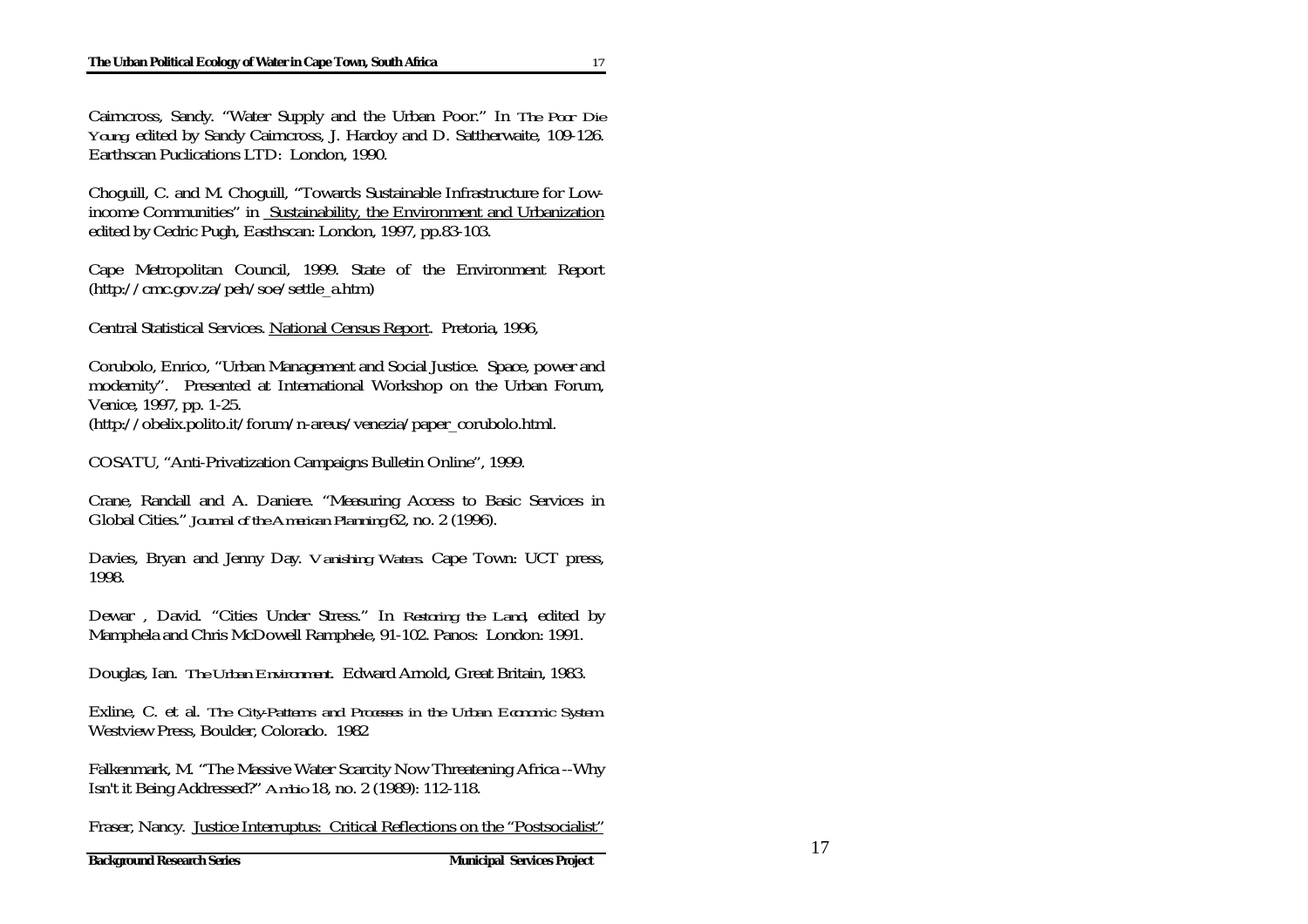Cairncross, Sandy. "Water Supply and the Urban Poor." In *The Poor Die Young* edited by Sandy Cairncross, J. Hardoy and D. Sattherwaite, 109-126. Earthscan Puclications LTD: London, 1990.

Choguill, C. and M. Choguill, "Towards Sustainable Infrastructure for Low-income Communities" in Sustainability, the Environment and Urbanization edited by Cedric Pugh, Easthscan: London, 1997, pp.83-103.

Cape Metropolitan Council, 1999. State of the Environment Report (http://cmc.gov.za/peh/soe/settle_a.htm)

Central Statistical Services. National Census Report. Pretoria, 1996,

Corubolo, Enrico, "Urban Management and Social Justice. Space, power and modernity". Presented at International Workshop on the Urban Forum, Venice, 1997, pp. 1-25. (http://obelix.polito.it/forum/n-areus/venezia/paper_corubolo.html.

COSATU, "Anti-Privatization Campaigns Bulletin Online", 1999.

Crane, Randall and A. Daniere. "Measuring Access to Basic Services in Global Cities." *Journal of the American Planning* 62, no. 2 (1996).

Davies, Bryan and Jenny Day. *Vanishing Waters*. Cape Town: UCT press, 1998.

Dewar , David. "Cities Under Stress." In *Restoring the Land*, edited by Mamphela and Chris McDowell Ramphele, 91-102. Panos: London: 1991.

Douglas, Ian. *The Urban Environment*. Edward Arnold, Great Britain, 1983.

Exline, C. et al. *The City-Patterns and Processes in the Urban Economic System*. Westview Press, Boulder, Colorado. 1982

Falkenmark, M. "The Massive Water Scarcity Now Threatening Africa --Why Isn't it Being Addressed?" *Ambio* 18, no. 2 (1989): 112-118.

Fraser, Nancy. Justice Interruptus: Critical Reflections on the "Postsocialist"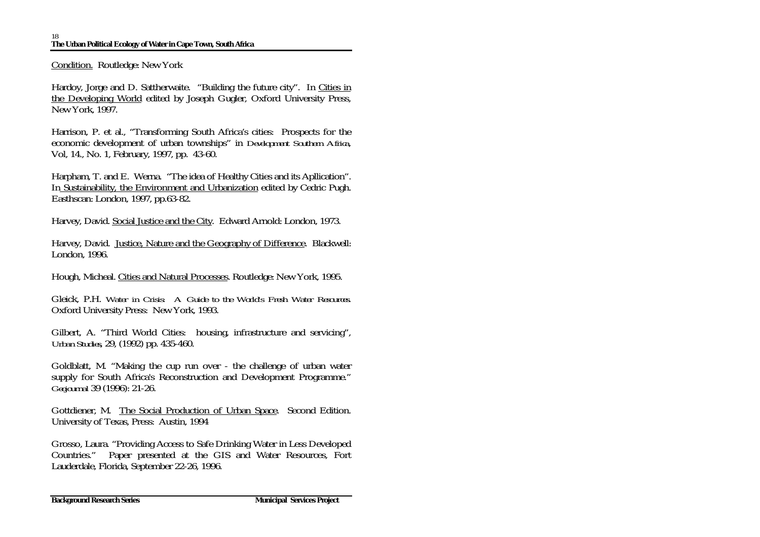Condition. Routledge: New York

Hardoy, Jorge and D. Sattherwaite. "Building the future city". In Cities in the Developing World edited by Joseph Gugler, Oxford University Press, New York, 1997.

Harrison, P. et al., "Transforming South Africa's cities: Prospects for the economic development of urban townships" in *Development Southern Africa*, Vol, 14., No. 1, February, 1997, pp. 43-60.

Harpham, T. and E. Werna. "The idea of Healthy Cities and its Apllication". In Sustainability, the Environment and Urbanization edited by Cedric Pugh. Easthscan: London, 1997, pp.63-82.

Harvey, David. Social Justice and the City. Edward Arnold: London, 1973.

Harvey, David. Justice, Nature and the Geography of Difference. Blackwell: London, 1996.

Hough, Micheal. Cities and Natural Processes. Routledge: New York, 1995.

Gleick, P.H. *Water in Crisis: A Guide to the World's Fresh Water Resources.* Oxford University Press: New York, 1993.

Gilbert, A. "Third World Cities: housing, infrastructure and servicing", *Urban Studies*, 29, (1992) pp. 435-460.

Goldblatt, M. "Making the cup run over - the challenge of urban water supply for South Africa's Reconstruction and Development Programme." *Geojournal* 39 (1996): 21-26.

Gottdiener, M. The Social Production of Urban Space. Second Edition. University of Texas, Press: Austin, 1994

Grosso, Laura. "Providing Access to Safe Drinking Water in Less Developed Countries." Paper presented at the GIS and Water Resources, Fort Lauderdale, Florida, September 22-26, 1996.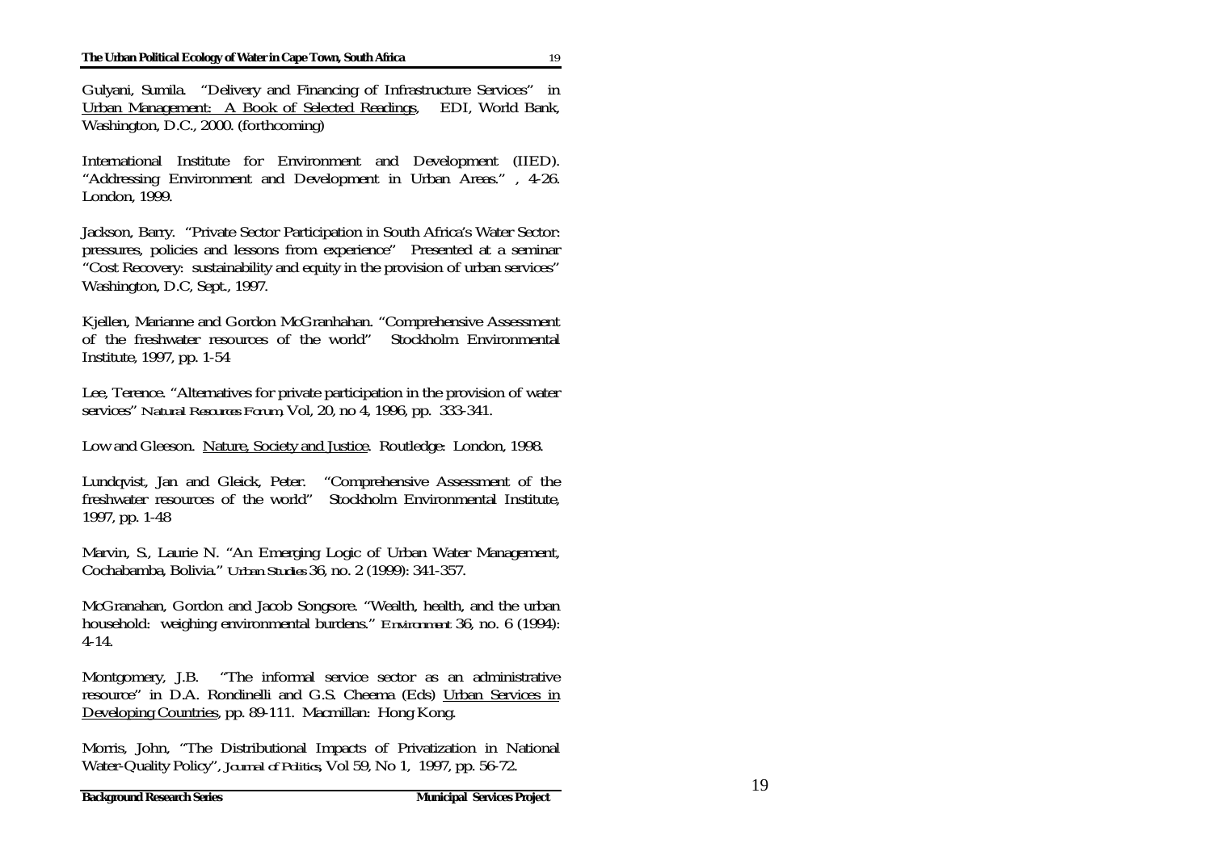Gulyani, Sumila. "Delivery and Financing of Infrastructure Services" in Urban Management: A Book of Selected Readings, EDI, World Bank, Washington, D.C., 2000. (forthcoming)

International Institute for Environment and Development (IIED). "Addressing Environment and Development in Urban Areas." , 4-26. London, 1999.

Jackson, Barry. "Private Sector Participation in South Africa's Water Sector: pressures, policies and lessons from experience" Presented at a seminar "Cost Recovery: sustainability and equity in the provision of urban services" Washington, D.C, Sept., 1997.

Kjellen, Marianne and Gordon McGranhahan. "Comprehensive Assessment of the freshwater resources of the world" Stockholm Environmental Institute, 1997, pp. 1-54

Lee, Terence. "Alternatives for private participation in the provision of water services" *Natural Resources Forum*, Vol, 20, no 4, 1996, pp. 333-341.

Low and Gleeson. Nature, Society and Justice. Routledge: London, 1998.

Lundqvist, Jan and Gleick, Peter. "Comprehensive Assessment of the freshwater resources of the world" Stockholm Environmental Institute, 1997, pp. 1-48

Marvin, S., Laurie N. "An Emerging Logic of Urban Water Management, Cochabamba, Bolivia." *Urban Studies* 36, no. 2 (1999): 341-357.

McGranahan, Gordon and Jacob Songsore. "Wealth, health, and the urban household: weighing environmental burdens." *Environment* 36, no. 6 (1994): 4-14.

Montgomery, J.B. "The informal service sector as an administrative resource" in D.A. Rondinelli and G.S. Cheema (Eds) Urban Services in Developing Countries, pp. 89-111. Macmillan: Hong Kong.

Morris, John, "The Distributional Impacts of Privatization in National Water-Quality Policy", *Journal of Politics*, Vol 59, No 1, 1997, pp. 56-72.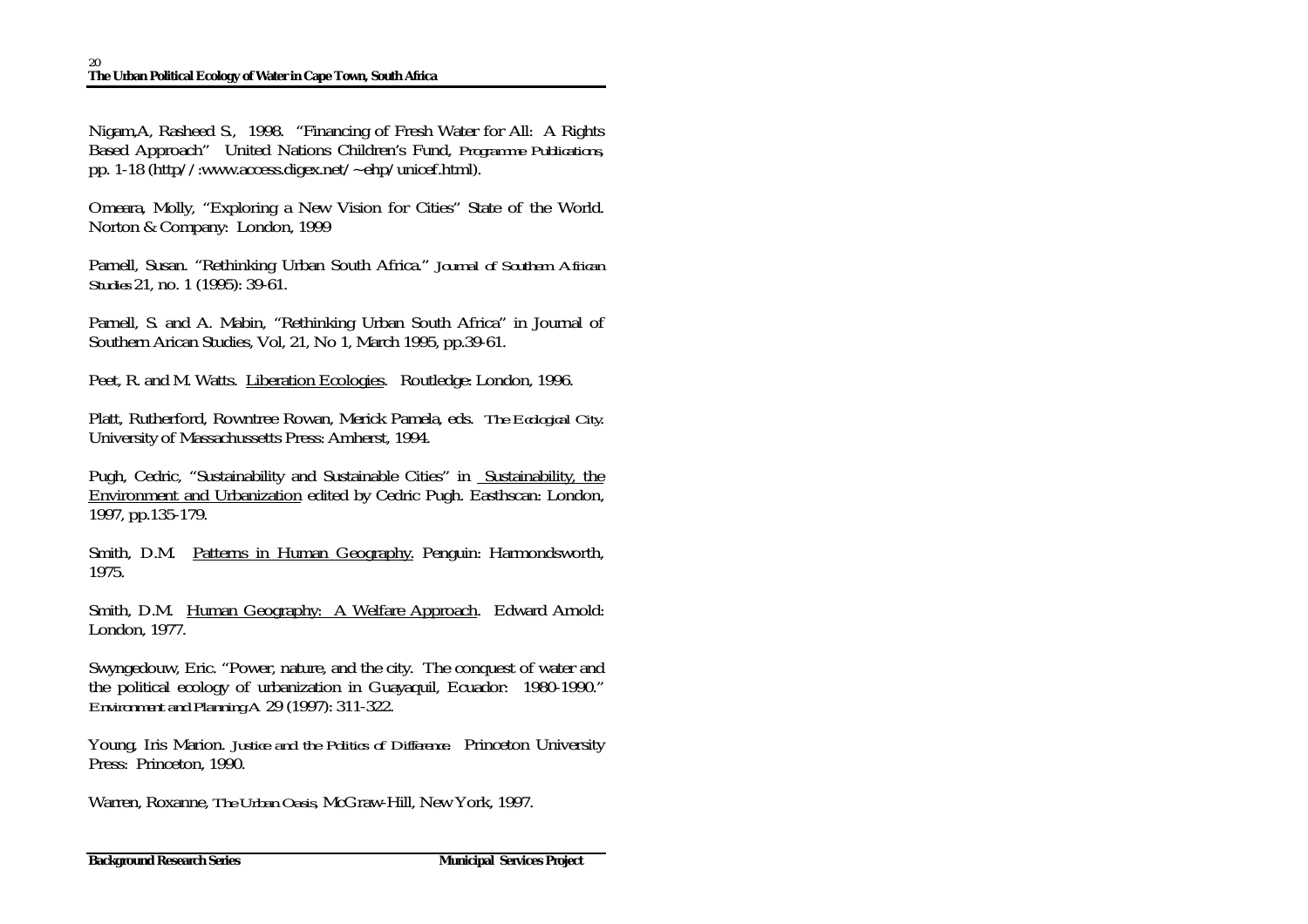Nigam,A, Rasheed S., 1998. "Financing of Fresh Water for All: A Rights Based Approach" United Nations Children's Fund, *Programme Publications*, pp. 1-18 (http//:www.access.digex.net/~ehp/unicef.html).

Omeara, Molly, "Exploring a New Vision for Cities" State of the World. Norton & Company: London, 1999

Parnell, Susan. "Rethinking Urban South Africa." *Journal of Southern African Studies* 21, no. 1 (1995): 39-61.

Parnell, S. and A. Mabin, "Rethinking Urban South Africa" in Journal of Southern Arican Studies, Vol, 21, No 1, March 1995, pp.39-61.

Peet, R. and M. Watts. Liberation Ecologies. Routledge: London, 1996.

Platt, Rutherford, Rowntree Rowan, Merick Pamela, eds. *The Ecological City.* University of Massachussetts Press: Amherst, 1994.

Pugh, Cedric, "Sustainability and Sustainable Cities" in Sustainability, the Environment and Urbanization edited by Cedric Pugh. Easthscan: London, 1997, pp.135-179.

Smith, D.M. Patterns in Human Geography. Penguin: Harmondsworth, 1975.

Smith, D.M. Human Geography: A Welfare Approach. Edward Arnold: London, 1977.

Swyngedouw, Eric. "Power, nature, and the city. The conquest of water and the political ecology of urbanization in Guayaquil, Ecuador: 1980-1990." *Environment and Planning A* 29 (1997): 311-322.

Young, Iris Marion. *Justice and the Politics of Difference.* Princeton University Press: Princeton, 1990.

Warren, Roxanne, *The Urban Oasis*, McGraw-Hill, New York, 1997.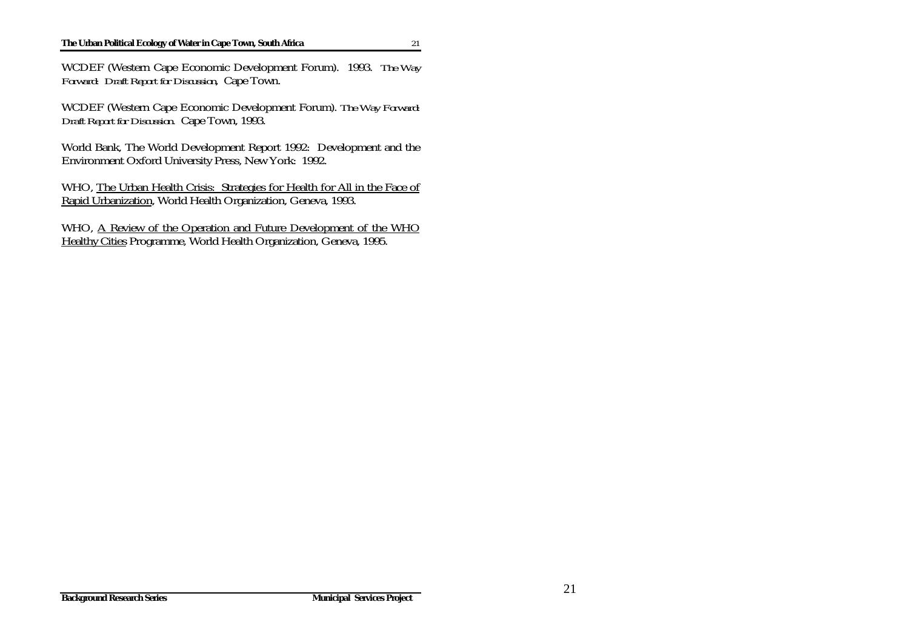WCDEF (Western Cape Economic Development Forum). 1993. *The Way Forward: Draft Report for Discussion*, Cape Town.

WCDEF (Western Cape Economic Development Forum). *The Way Forward: Draft Report for Discussion*. Cape Town, 1993.

World Bank, The World Development Report 1992: Development and the Environment Oxford University Press, New York: 1992.

WHO, The Urban Health Crisis: Strategies for Health for All in the Face of Rapid Urbanization, World Health Organization, Geneva, 1993.

WHO, A Review of the Operation and Future Development of the WHO Healthy Cities Programme, World Health Organization, Geneva, 1995.